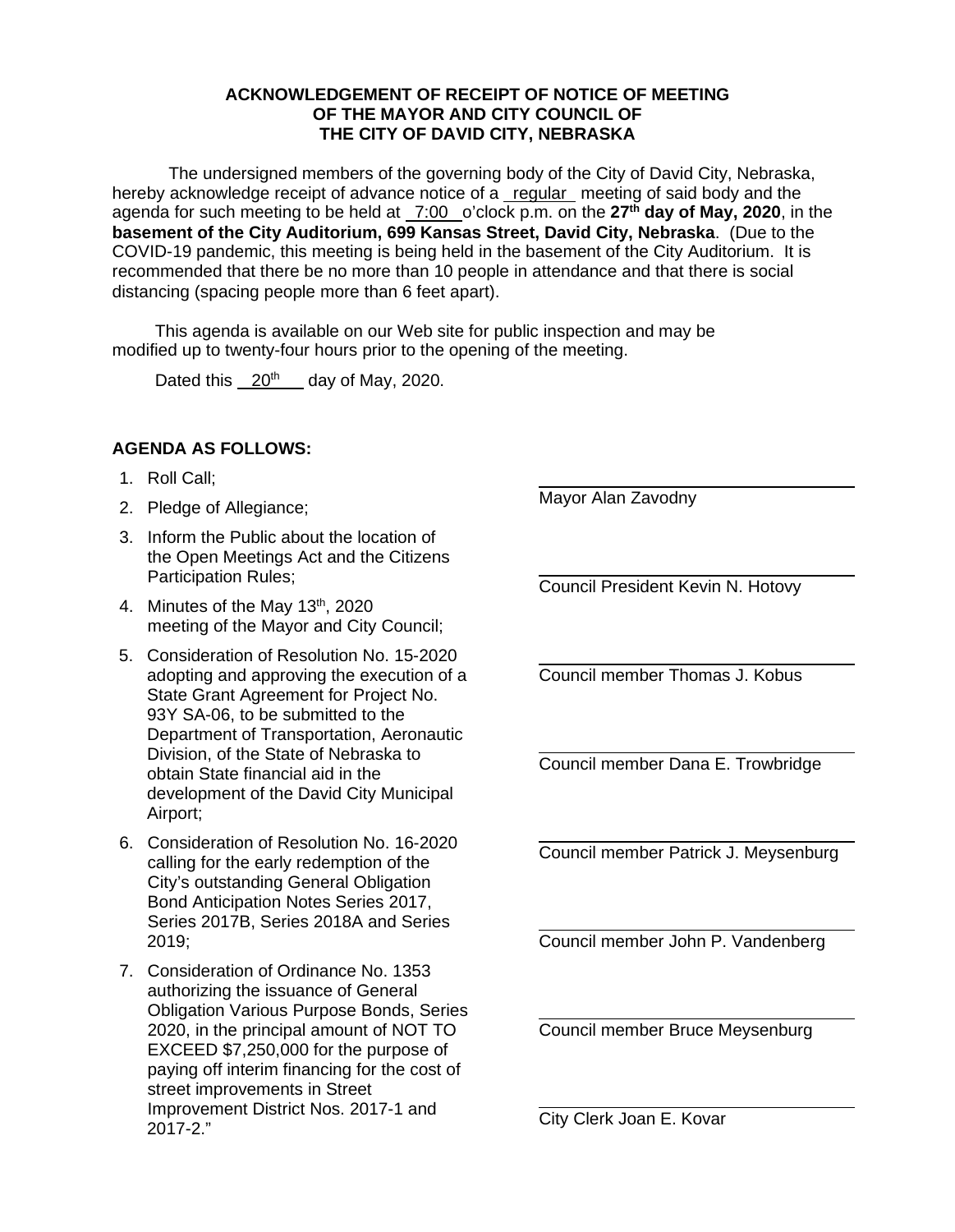**ACKNOWLEDGEMENT OF RECEIPT OF NOTICE OF MEETING**
**OF THE MAYOR AND CITY COUNCIL OF**
**THE CITY OF DAVID CITY, NEBRASKA**

The undersigned members of the governing body of the City of David City, Nebraska, hereby acknowledge receipt of advance notice of a regular meeting of said body and the agenda for such meeting to be held at 7:00 o'clock p.m. on the **27th day of May, 2020**, in the **basement of the City Auditorium, 699 Kansas Street, David City, Nebraska**. (Due to the COVID-19 pandemic, this meeting is being held in the basement of the City Auditorium. It is recommended that there be no more than 10 people in attendance and that there is social distancing (spacing people more than 6 feet apart).

This agenda is available on our Web site for public inspection and may be modified up to twenty-four hours prior to the opening of the meeting.

Dated this 20th day of May, 2020.

**AGENDA AS FOLLOWS:**

1. Roll Call;
2. Pledge of Allegiance;
3. Inform the Public about the location of the Open Meetings Act and the Citizens Participation Rules;
4. Minutes of the May 13th, 2020 meeting of the Mayor and City Council;
5. Consideration of Resolution No. 15-2020 adopting and approving the execution of a State Grant Agreement for Project No. 93Y SA-06, to be submitted to the Department of Transportation, Aeronautic Division, of the State of Nebraska to obtain State financial aid in the development of the David City Municipal Airport;
6. Consideration of Resolution No. 16-2020 calling for the early redemption of the City's outstanding General Obligation Bond Anticipation Notes Series 2017, Series 2017B, Series 2018A and Series 2019;
7. Consideration of Ordinance No. 1353 authorizing the issuance of General Obligation Various Purpose Bonds, Series 2020, in the principal amount of NOT TO EXCEED $7,250,000 for the purpose of paying off interim financing for the cost of street improvements in Street Improvement District Nos. 2017-1 and 2017-2."

_______________________________
Mayor Alan Zavodny

_______________________________
Council President Kevin N. Hotovy

_______________________________
Council member Thomas J. Kobus

_______________________________
Council member Dana E. Trowbridge

_______________________________
Council member Patrick J. Meysenburg

_______________________________
Council member John P. Vandenberg

_______________________________
Council member Bruce Meysenburg

_______________________________
City Clerk Joan E. Kovar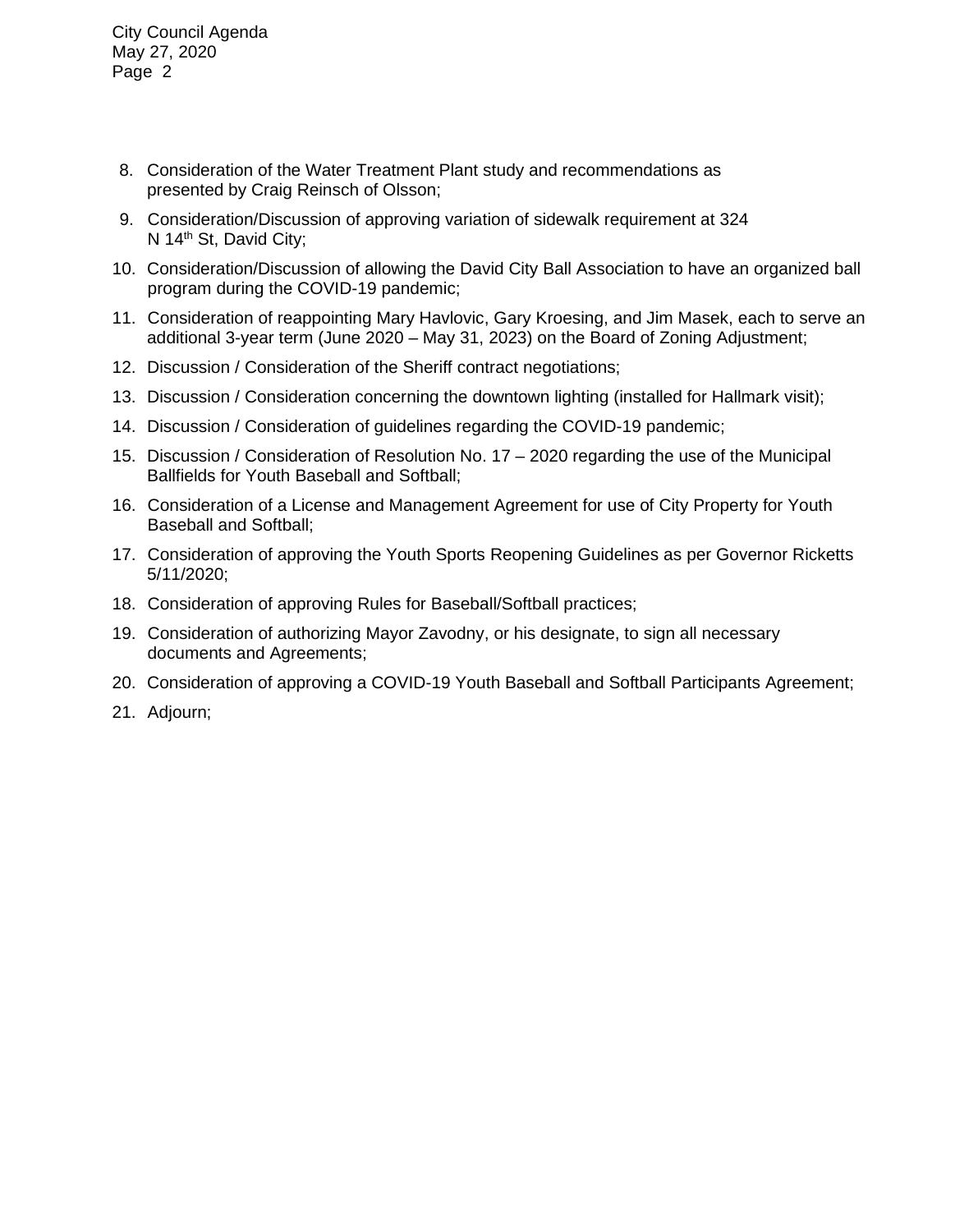8. Consideration of the Water Treatment Plant study and recommendations as presented by Craig Reinsch of Olsson;
9. Consideration/Discussion of approving variation of sidewalk requirement at 324 N 14th St, David City;
10. Consideration/Discussion of allowing the David City Ball Association to have an organized ball program during the COVID-19 pandemic;
11. Consideration of reappointing Mary Havlovic, Gary Kroesing, and Jim Masek, each to serve an additional 3-year term (June 2020 – May 31, 2023) on the Board of Zoning Adjustment;
12. Discussion / Consideration of the Sheriff contract negotiations;
13. Discussion / Consideration concerning the downtown lighting (installed for Hallmark visit);
14. Discussion / Consideration of guidelines regarding the COVID-19 pandemic;
15. Discussion / Consideration of Resolution No. 17 – 2020 regarding the use of the Municipal Ballfields for Youth Baseball and Softball;
16. Consideration of a License and Management Agreement for use of City Property for Youth Baseball and Softball;
17. Consideration of approving the Youth Sports Reopening Guidelines as per Governor Ricketts 5/11/2020;
18. Consideration of approving Rules for Baseball/Softball practices;
19. Consideration of authorizing Mayor Zavodny, or his designate, to sign all necessary documents and Agreements;
20. Consideration of approving a COVID-19 Youth Baseball and Softball Participants Agreement;
21. Adjourn;